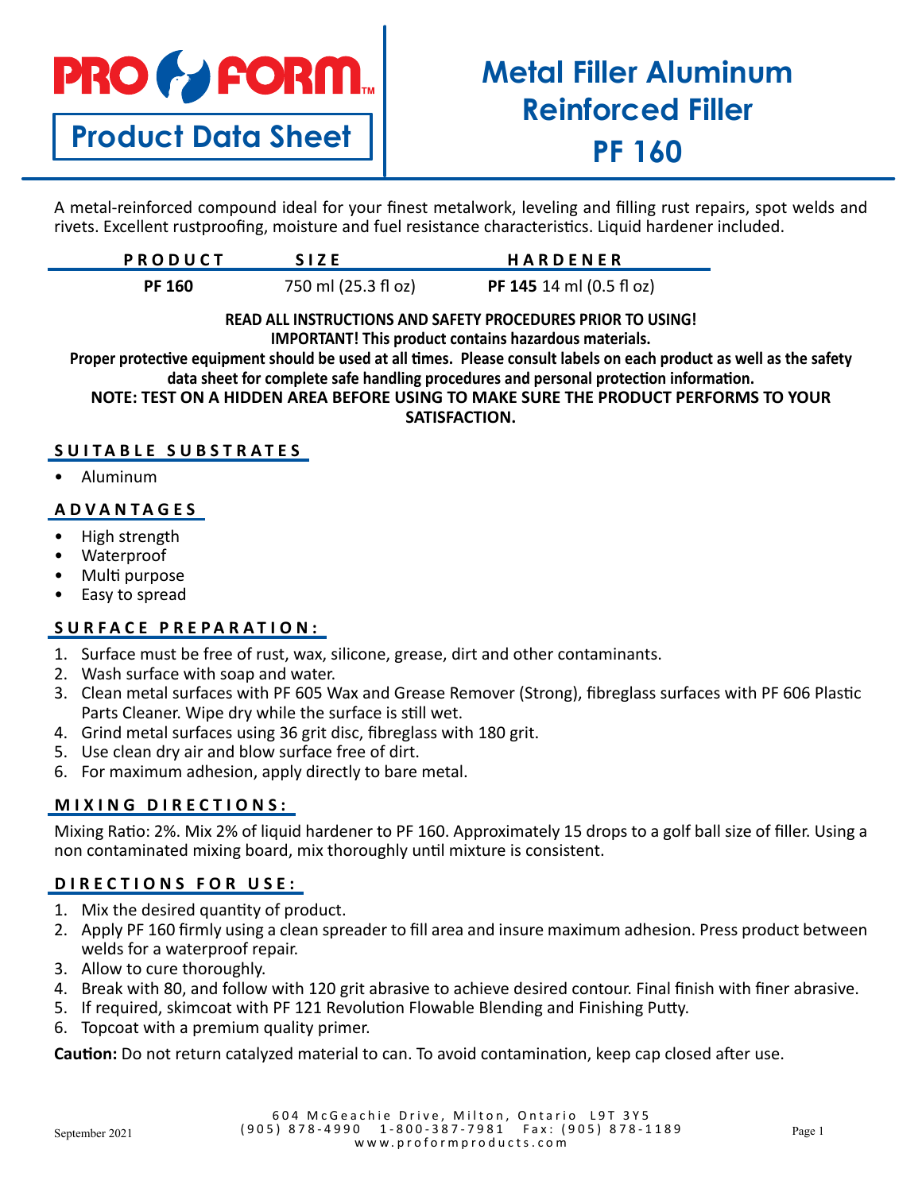# PRO FORM

**Product Data Sheet**

# Metal Filler Aluminum Reinforced Filler PF 160

A metal-reinforced compound ideal for your finest metalwork, leveling and filling rust repairs, spot welds and rivets. Excellent rustproofing, moisture and fuel resistance characteristics. Liquid hardener included.

| PRODUCT | SIZE | HARDENER |
|---|---|---|
| **PF 160** | 750 ml (25.3 fl oz) | **PF 145** 14 ml (0.5 fl oz) |

**READ ALL INSTRUCTIONS AND SAFETY PROCEDURES PRIOR TO USING!**
**IMPORTANT! This product contains hazardous materials.**
**Proper protective equipment should be used at all times. Please consult labels on each product as well as the safety data sheet for complete safe handling procedures and personal protection information.**
**NOTE: TEST ON A HIDDEN AREA BEFORE USING TO MAKE SURE THE PRODUCT PERFORMS TO YOUR SATISFACTION.**

## SUITABLE SUBSTRATES

- Aluminum

## ADVANTAGES

- High strength
- Waterproof
- Multi purpose
- Easy to spread

## SURFACE PREPARATION:

1. Surface must be free of rust, wax, silicone, grease, dirt and other contaminants.
2. Wash surface with soap and water.
3. Clean metal surfaces with PF 605 Wax and Grease Remover (Strong), fibreglass surfaces with PF 606 Plastic Parts Cleaner. Wipe dry while the surface is still wet.
4. Grind metal surfaces using 36 grit disc, fibreglass with 180 grit.
5. Use clean dry air and blow surface free of dirt.
6. For maximum adhesion, apply directly to bare metal.

## MIXING DIRECTIONS:

Mixing Ratio: 2%. Mix 2% of liquid hardener to PF 160. Approximately 15 drops to a golf ball size of filler. Using a non contaminated mixing board, mix thoroughly until mixture is consistent.

## DIRECTIONS FOR USE:

1. Mix the desired quantity of product.
2. Apply PF 160 firmly using a clean spreader to fill area and insure maximum adhesion. Press product between welds for a waterproof repair.
3. Allow to cure thoroughly.
4. Break with 80, and follow with 120 grit abrasive to achieve desired contour. Final finish with finer abrasive.
5. If required, skimcoat with PF 121 Revolution Flowable Blending and Finishing Putty.
6. Topcoat with a premium quality primer.

**Caution:** Do not return catalyzed material to can. To avoid contamination, keep cap closed after use.

September 2021

604 McGeachie Drive, Milton, Ontario L9T 3Y5
(905) 878-4990 1-800-387-7981 Fax: (905) 878-1189
www.proformproducts.com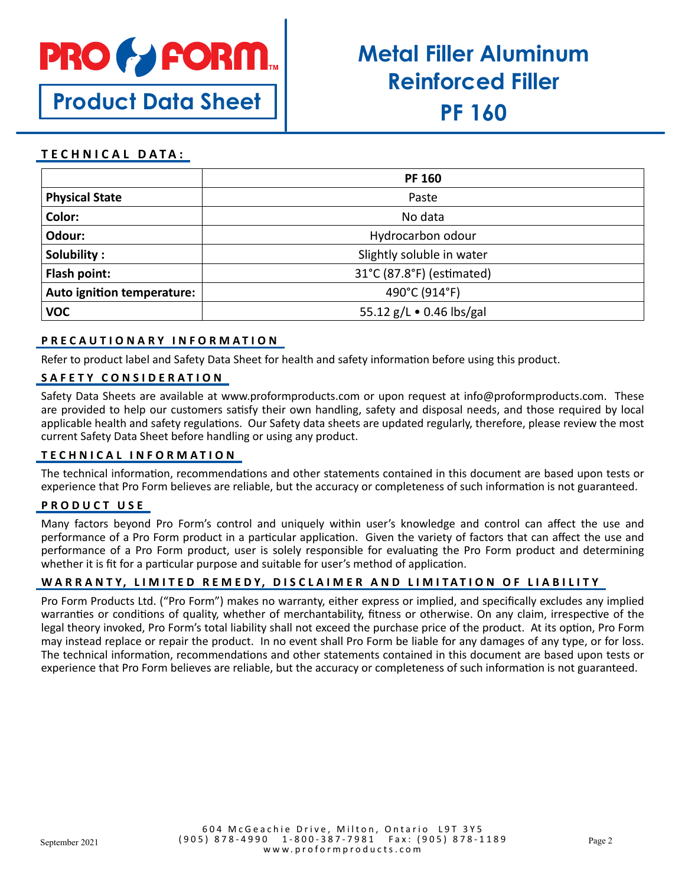PRO FORM

Product Data Sheet

# Metal Filler Aluminum Reinforced Filler PF 160

## TECHNICAL DATA:

| | PF 160 |
|---|---|
| **Physical State** | Paste |
| **Color:** | No data |
| **Odour:** | Hydrocarbon odour |
| **Solubility :** | Slightly soluble in water |
| **Flash point:** | 31°C (87.8°F) (estimated) |
| **Auto ignition temperature:** | 490°C (914°F) |
| **VOC** | 55.12 g/L • 0.46 lbs/gal |

## PRECAUTIONARY INFORMATION

Refer to product label and Safety Data Sheet for health and safety information before using this product.

## SAFETY CONSIDERATION

Safety Data Sheets are available at www.proformproducts.com or upon request at info@proformproducts.com. These are provided to help our customers satisfy their own handling, safety and disposal needs, and those required by local applicable health and safety regulations. Our Safety data sheets are updated regularly, therefore, please review the most current Safety Data Sheet before handling or using any product.

## TECHNICAL INFORMATION

The technical information, recommendations and other statements contained in this document are based upon tests or experience that Pro Form believes are reliable, but the accuracy or completeness of such information is not guaranteed.

## PRODUCT USE

Many factors beyond Pro Form's control and uniquely within user's knowledge and control can affect the use and performance of a Pro Form product in a particular application. Given the variety of factors that can affect the use and performance of a Pro Form product, user is solely responsible for evaluating the Pro Form product and determining whether it is fit for a particular purpose and suitable for user's method of application.

## WARRANTY, LIMITED REMEDY, DISCLAIMER AND LIMITATION OF LIABILITY

Pro Form Products Ltd. ("Pro Form") makes no warranty, either express or implied, and specifically excludes any implied warranties or conditions of quality, whether of merchantability, fitness or otherwise. On any claim, irrespective of the legal theory invoked, Pro Form's total liability shall not exceed the purchase price of the product. At its option, Pro Form may instead replace or repair the product. In no event shall Pro Form be liable for any damages of any type, or for loss. The technical information, recommendations and other statements contained in this document are based upon tests or experience that Pro Form believes are reliable, but the accuracy or completeness of such information is not guaranteed.

September 2021

604 McGeachie Drive, Milton, Ontario L9T 3Y5
(905) 878-4990 1-800-387-7981 Fax: (905) 878-1189
www.proformproducts.com